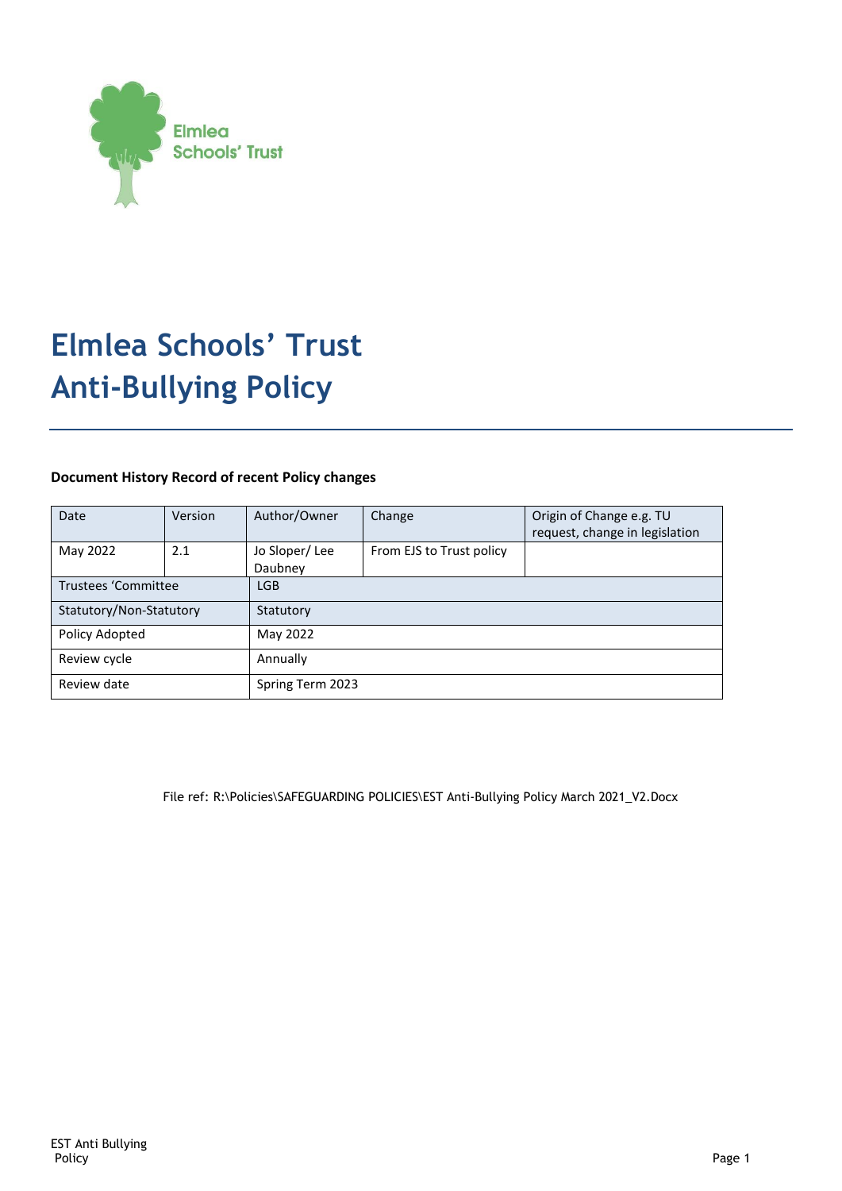Elmlea
Schools' Trust

# Elmlea Schools' Trust
# Anti-Bullying Policy

**Document History Record of recent Policy changes**

| Date | Version | Author/Owner | Change | Origin of Change e.g. TU request, change in legislation |
|---|---|---|---|---|
| May 2022 | 2.1 | Jo Sloper/ Lee Daubney | From EJS to Trust policy | |
| Trustees 'Committee | | LGB | | |
| Statutory/Non-Statutory | | Statutory | | |
| Policy Adopted | | May 2022 | | |
| Review cycle | | Annually | | |
| Review date | | Spring Term 2023 | | |

File ref: R:\Policies\SAFEGUARDING POLICIES\EST Anti-Bullying Policy March 2021_V2.Docx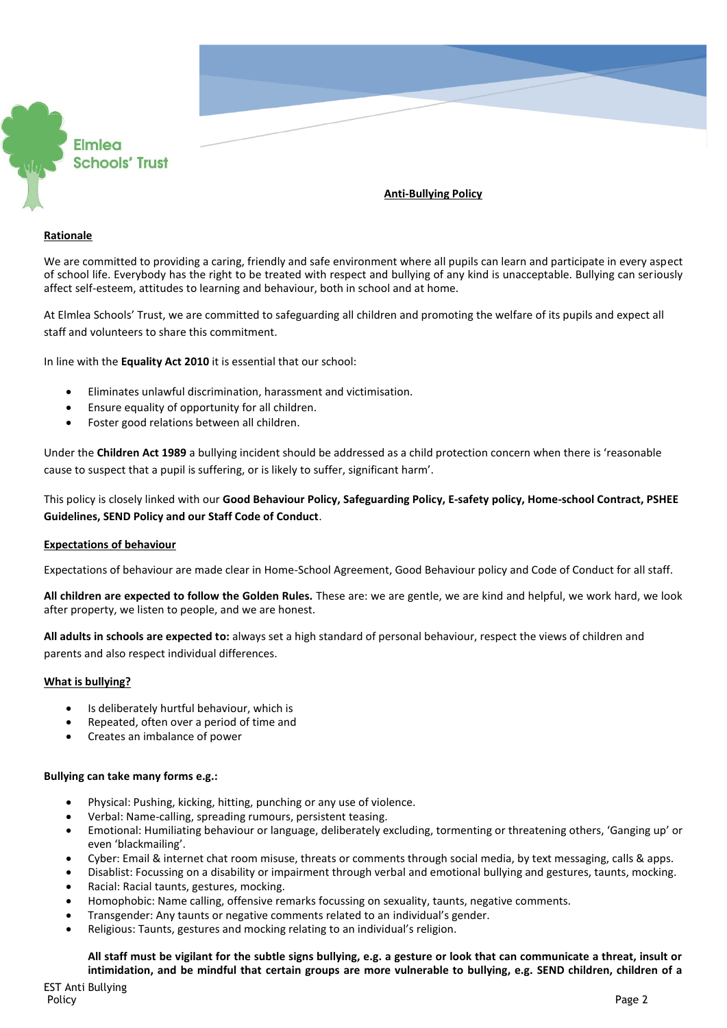# Anti-Bullying Policy

## Rationale

We are committed to providing a caring, friendly and safe environment where all pupils can learn and participate in every aspect of school life. Everybody has the right to be treated with respect and bullying of any kind is unacceptable. Bullying can seriously affect self-esteem, attitudes to learning and behaviour, both in school and at home.

At Elmlea Schools' Trust, we are committed to safeguarding all children and promoting the welfare of its pupils and expect all staff and volunteers to share this commitment.

In line with the **Equality Act 2010** it is essential that our school:

- Eliminates unlawful discrimination, harassment and victimisation.
- Ensure equality of opportunity for all children.
- Foster good relations between all children.

Under the **Children Act 1989** a bullying incident should be addressed as a child protection concern when there is 'reasonable cause to suspect that a pupil is suffering, or is likely to suffer, significant harm'.

This policy is closely linked with our **Good Behaviour Policy, Safeguarding Policy, E-safety policy, Home-school Contract, PSHEE Guidelines, SEND Policy and our Staff Code of Conduct**.

## Expectations of behaviour

Expectations of behaviour are made clear in Home-School Agreement, Good Behaviour policy and Code of Conduct for all staff.

**All children are expected to follow the Golden Rules.** These are: we are gentle, we are kind and helpful, we work hard, we look after property, we listen to people, and we are honest.

**All adults in schools are expected to:** always set a high standard of personal behaviour, respect the views of children and parents and also respect individual differences.

## What is bullying?

- Is deliberately hurtful behaviour, which is
- Repeated, often over a period of time and
- Creates an imbalance of power

**Bullying can take many forms e.g.:**

- Physical: Pushing, kicking, hitting, punching or any use of violence.
- Verbal: Name-calling, spreading rumours, persistent teasing.
- Emotional: Humiliating behaviour or language, deliberately excluding, tormenting or threatening others, 'Ganging up' or even 'blackmailing'.
- Cyber: Email & internet chat room misuse, threats or comments through social media, by text messaging, calls & apps.
- Disablist: Focussing on a disability or impairment through verbal and emotional bullying and gestures, taunts, mocking.
- Racial: Racial taunts, gestures, mocking.
- Homophobic: Name calling, offensive remarks focussing on sexuality, taunts, negative comments.
- Transgender: Any taunts or negative comments related to an individual's gender.
- Religious: Taunts, gestures and mocking relating to an individual's religion.

**All staff must be vigilant for the subtle signs bullying, e.g. a gesture or look that can communicate a threat, insult or intimidation, and be mindful that certain groups are more vulnerable to bullying, e.g. SEND children, children of a**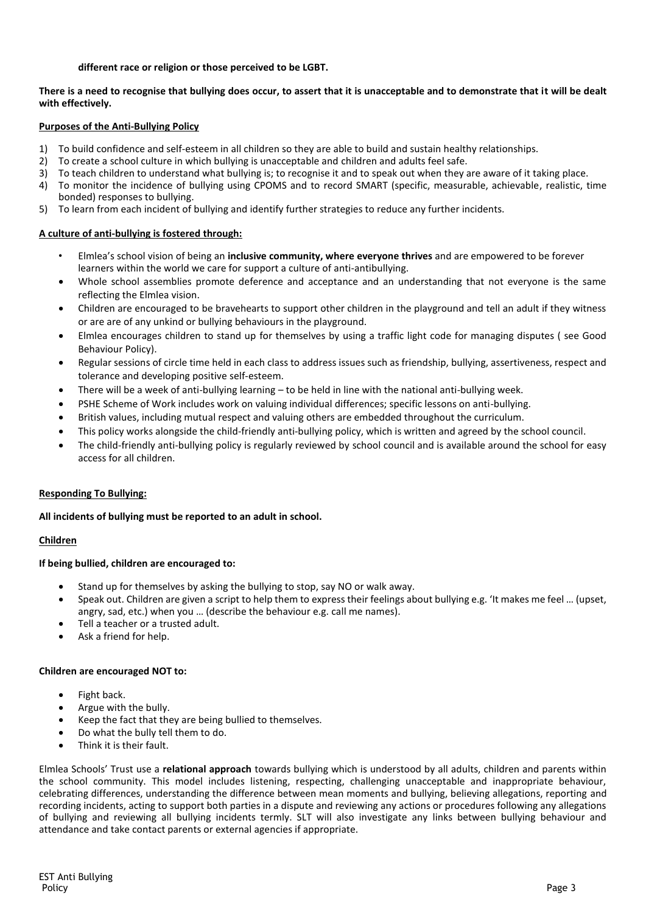**different race or religion or those perceived to be LGBT.**

**There is a need to recognise that bullying does occur, to assert that it is unacceptable and to demonstrate that it will be dealt with effectively.**

**Purposes of the Anti-Bullying Policy**

1) To build confidence and self-esteem in all children so they are able to build and sustain healthy relationships.
2) To create a school culture in which bullying is unacceptable and children and adults feel safe.
3) To teach children to understand what bullying is; to recognise it and to speak out when they are aware of it taking place.
4) To monitor the incidence of bullying using CPOMS and to record SMART (specific, measurable, achievable, realistic, time bonded) responses to bullying.
5) To learn from each incident of bullying and identify further strategies to reduce any further incidents.

**A culture of anti-bullying is fostered through:**

- Elmlea's school vision of being an **inclusive community, where everyone thrives** and are empowered to be forever learners within the world we care for support a culture of anti-antibullying.
- Whole school assemblies promote deference and acceptance and an understanding that not everyone is the same reflecting the Elmlea vision.
- Children are encouraged to be bravehearts to support other children in the playground and tell an adult if they witness or are are of any unkind or bullying behaviours in the playground.
- Elmlea encourages children to stand up for themselves by using a traffic light code for managing disputes ( see Good Behaviour Policy).
- Regular sessions of circle time held in each class to address issues such as friendship, bullying, assertiveness, respect and tolerance and developing positive self-esteem.
- There will be a week of anti-bullying learning – to be held in line with the national anti-bullying week.
- PSHE Scheme of Work includes work on valuing individual differences; specific lessons on anti-bullying.
- British values, including mutual respect and valuing others are embedded throughout the curriculum.
- This policy works alongside the child-friendly anti-bullying policy, which is written and agreed by the school council.
- The child-friendly anti-bullying policy is regularly reviewed by school council and is available around the school for easy access for all children.

**Responding To Bullying:**

**All incidents of bullying must be reported to an adult in school.**

**Children**

**If being bullied, children are encouraged to:**

- Stand up for themselves by asking the bullying to stop, say NO or walk away.
- Speak out. Children are given a script to help them to express their feelings about bullying e.g. 'It makes me feel … (upset, angry, sad, etc.) when you … (describe the behaviour e.g. call me names).
- Tell a teacher or a trusted adult.
- Ask a friend for help.

**Children are encouraged NOT to:**

- Fight back.
- Argue with the bully.
- Keep the fact that they are being bullied to themselves.
- Do what the bully tell them to do.
- Think it is their fault.

Elmlea Schools' Trust use a **relational approach** towards bullying which is understood by all adults, children and parents within the school community. This model includes listening, respecting, challenging unacceptable and inappropriate behaviour, celebrating differences, understanding the difference between mean moments and bullying, believing allegations, reporting and recording incidents, acting to support both parties in a dispute and reviewing any actions or procedures following any allegations of bullying and reviewing all bullying incidents termly. SLT will also investigate any links between bullying behaviour and attendance and take contact parents or external agencies if appropriate.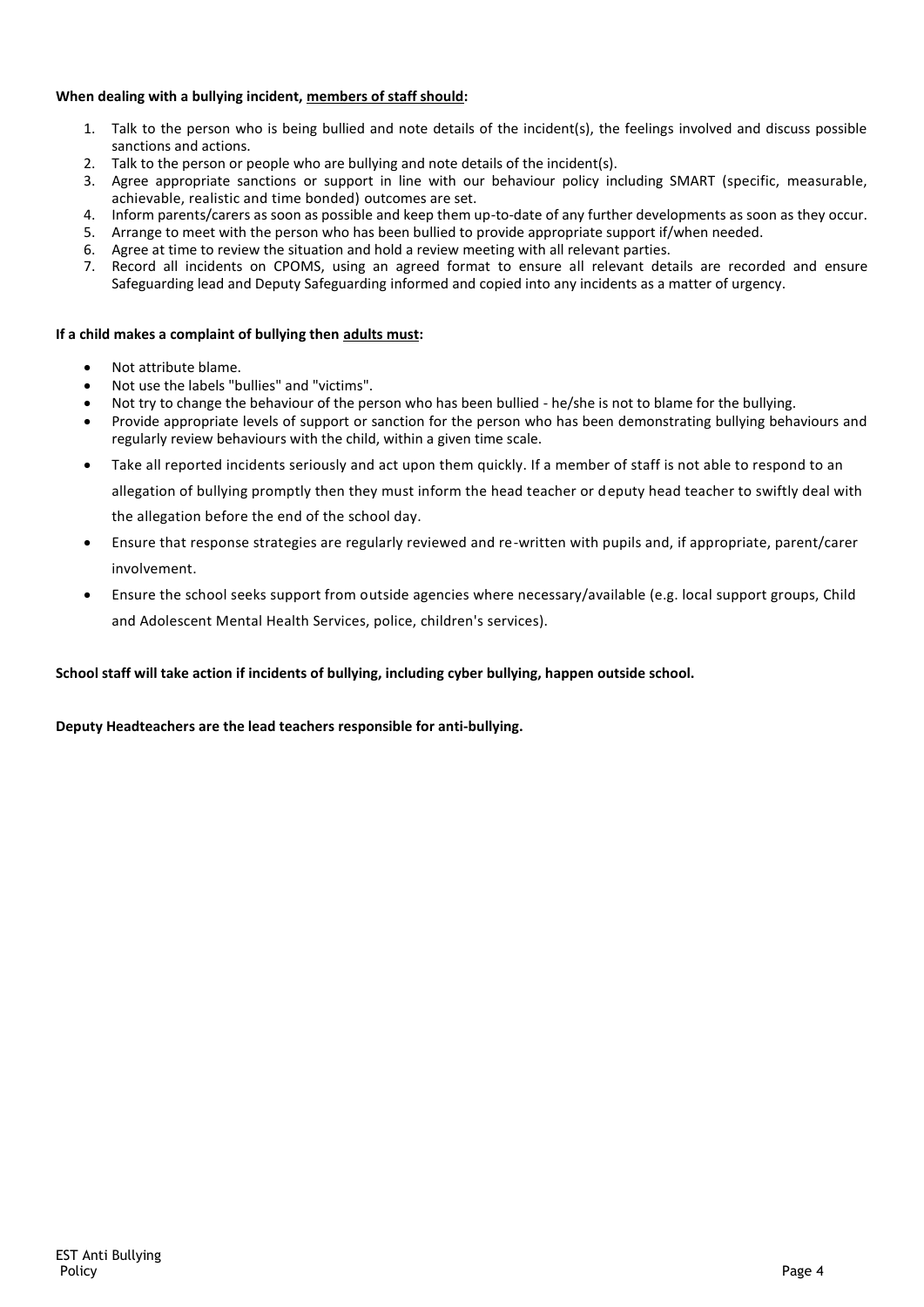**When dealing with a bullying incident, members of staff should:**

1. Talk to the person who is being bullied and note details of the incident(s), the feelings involved and discuss possible sanctions and actions.
2. Talk to the person or people who are bullying and note details of the incident(s).
3. Agree appropriate sanctions or support in line with our behaviour policy including SMART (specific, measurable, achievable, realistic and time bonded) outcomes are set.
4. Inform parents/carers as soon as possible and keep them up-to-date of any further developments as soon as they occur.
5. Arrange to meet with the person who has been bullied to provide appropriate support if/when needed.
6. Agree at time to review the situation and hold a review meeting with all relevant parties.
7. Record all incidents on CPOMS, using an agreed format to ensure all relevant details are recorded and ensure Safeguarding lead and Deputy Safeguarding informed and copied into any incidents as a matter of urgency.

**If a child makes a complaint of bullying then adults must:**

- Not attribute blame.
- Not use the labels "bullies" and "victims".
- Not try to change the behaviour of the person who has been bullied - he/she is not to blame for the bullying.
- Provide appropriate levels of support or sanction for the person who has been demonstrating bullying behaviours and regularly review behaviours with the child, within a given time scale.
- Take all reported incidents seriously and act upon them quickly. If a member of staff is not able to respond to an allegation of bullying promptly then they must inform the head teacher or deputy head teacher to swiftly deal with the allegation before the end of the school day.
- Ensure that response strategies are regularly reviewed and re-written with pupils and, if appropriate, parent/carer involvement.
- Ensure the school seeks support from outside agencies where necessary/available (e.g. local support groups, Child and Adolescent Mental Health Services, police, children's services).

**School staff will take action if incidents of bullying, including cyber bullying, happen outside school.**

**Deputy Headteachers are the lead teachers responsible for anti-bullying.**